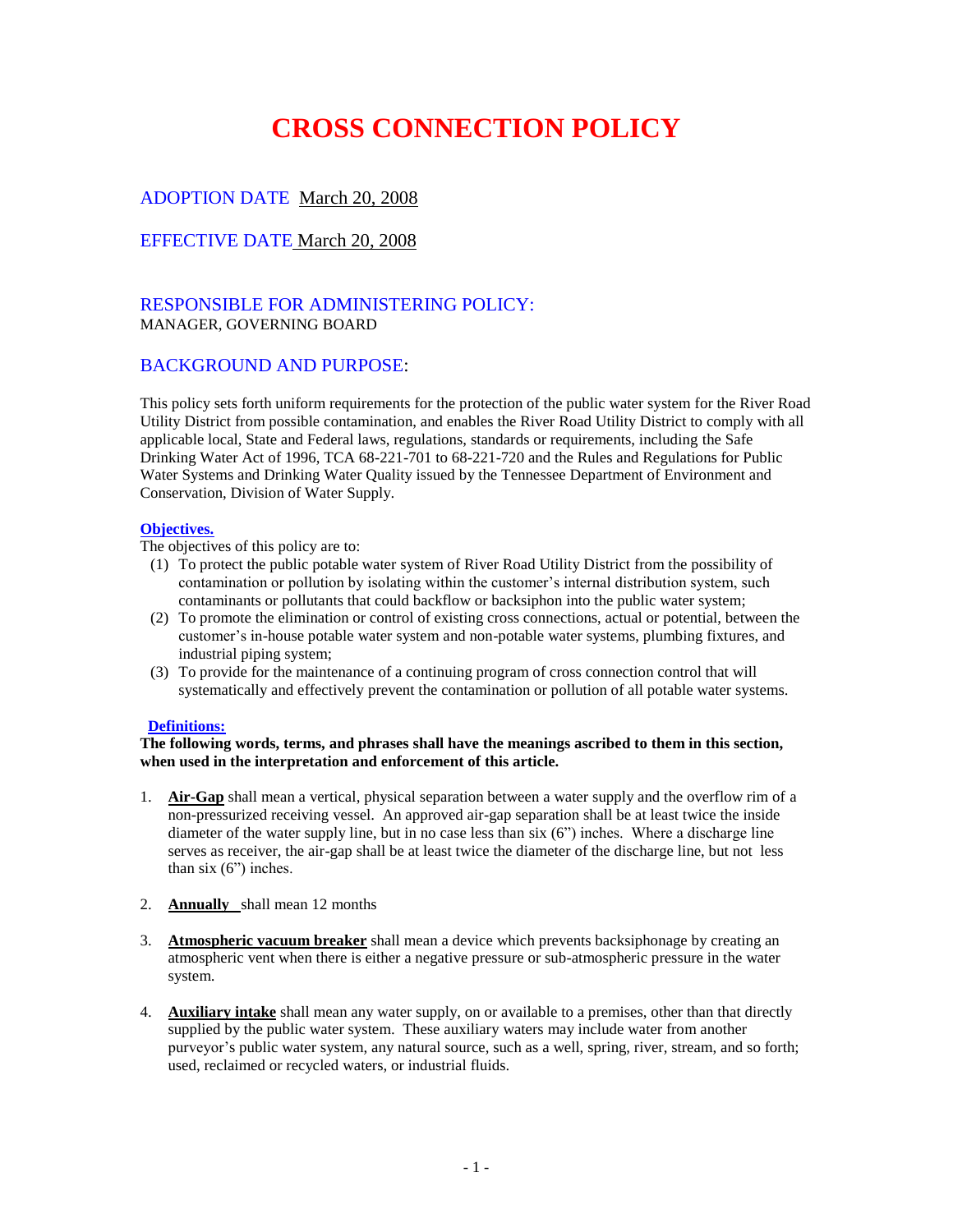# CROSS CONNECTION POLICY

ADOPTION DATE March 20, 2008

EFFECTIVE DATE March 20, 2008

## RESPONSIBLE FOR ADMINISTERING POLICY:

MANAGER, GOVERNING BOARD

## BACKGROUND AND PURPOSE:

This policy sets forth uniform requirements for the protection of the public water system for the River Road Utility District from possible contamination, and enables the River Road Utility District to comply with all applicable local, State and Federal laws, regulations, standards or requirements, including the Safe Drinking Water Act of 1996, TCA 68-221-701 to 68-221-720 and the Rules and Regulations for Public Water Systems and Drinking Water Quality issued by the Tennessee Department of Environment and Conservation, Division of Water Supply.

### Objectives.

The objectives of this policy are to:

(1) To protect the public potable water system of River Road Utility District from the possibility of contamination or pollution by isolating within the customer's internal distribution system, such contaminants or pollutants that could backflow or backsiphon into the public water system;

(2) To promote the elimination or control of existing cross connections, actual or potential, between the customer's in-house potable water system and non-potable water systems, plumbing fixtures, and industrial piping system;

(3) To provide for the maintenance of a continuing program of cross connection control that will systematically and effectively prevent the contamination or pollution of all potable water systems.

### Definitions:

**The following words, terms, and phrases shall have the meanings ascribed to them in this section, when used in the interpretation and enforcement of this article.**

1. **Air-Gap** shall mean a vertical, physical separation between a water supply and the overflow rim of a non-pressurized receiving vessel. An approved air-gap separation shall be at least twice the inside diameter of the water supply line, but in no case less than six (6") inches. Where a discharge line serves as receiver, the air-gap shall be at least twice the diameter of the discharge line, but not less than six (6") inches.

2. **Annually** shall mean 12 months

3. **Atmospheric vacuum breaker** shall mean a device which prevents backsiphonage by creating an atmospheric vent when there is either a negative pressure or sub-atmospheric pressure in the water system.

4. **Auxiliary intake** shall mean any water supply, on or available to a premises, other than that directly supplied by the public water system. These auxiliary waters may include water from another purveyor's public water system, any natural source, such as a well, spring, river, stream, and so forth; used, reclaimed or recycled waters, or industrial fluids.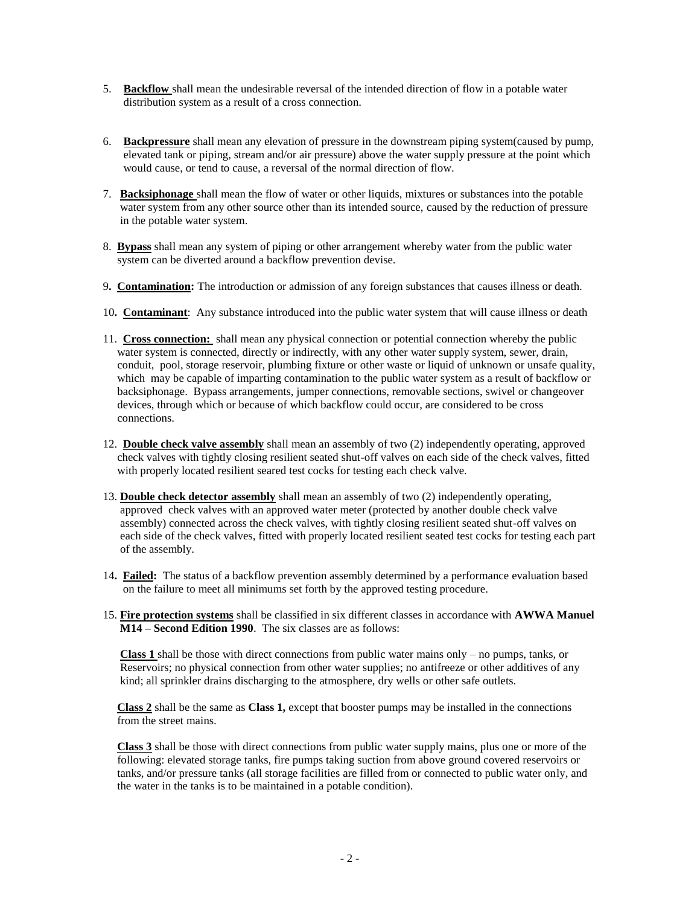5. **Backflow** shall mean the undesirable reversal of the intended direction of flow in a potable water distribution system as a result of a cross connection.

6. **Backpressure** shall mean any elevation of pressure in the downstream piping system(caused by pump, elevated tank or piping, stream and/or air pressure) above the water supply pressure at the point which would cause, or tend to cause, a reversal of the normal direction of flow.

7. **Backsiphonage** shall mean the flow of water or other liquids, mixtures or substances into the potable water system from any other source other than its intended source, caused by the reduction of pressure in the potable water system.

8. **Bypass** shall mean any system of piping or other arrangement whereby water from the public water system can be diverted around a backflow prevention devise.

9. **Contamination:** The introduction or admission of any foreign substances that causes illness or death.

10. **Contaminant**: Any substance introduced into the public water system that will cause illness or death

11. **Cross connection:** shall mean any physical connection or potential connection whereby the public water system is connected, directly or indirectly, with any other water supply system, sewer, drain, conduit, pool, storage reservoir, plumbing fixture or other waste or liquid of unknown or unsafe quality, which may be capable of imparting contamination to the public water system as a result of backflow or backsiphonage. Bypass arrangements, jumper connections, removable sections, swivel or changeover devices, through which or because of which backflow could occur, are considered to be cross connections.

12. **Double check valve assembly** shall mean an assembly of two (2) independently operating, approved check valves with tightly closing resilient seated shut-off valves on each side of the check valves, fitted with properly located resilient seared test cocks for testing each check valve.

13. **Double check detector assembly** shall mean an assembly of two (2) independently operating, approved check valves with an approved water meter (protected by another double check valve assembly) connected across the check valves, with tightly closing resilient seated shut-off valves on each side of the check valves, fitted with properly located resilient seated test cocks for testing each part of the assembly.

14. **Failed:** The status of a backflow prevention assembly determined by a performance evaluation based on the failure to meet all minimums set forth by the approved testing procedure.

15. **Fire protection systems** shall be classified in six different classes in accordance with **AWWA Manuel M14 – Second Edition 1990**. The six classes are as follows:

    **Class 1** shall be those with direct connections from public water mains only – no pumps, tanks, or Reservoirs; no physical connection from other water supplies; no antifreeze or other additives of any kind; all sprinkler drains discharging to the atmosphere, dry wells or other safe outlets.

    **Class 2** shall be the same as **Class 1,** except that booster pumps may be installed in the connections from the street mains.

    **Class 3** shall be those with direct connections from public water supply mains, plus one or more of the following: elevated storage tanks, fire pumps taking suction from above ground covered reservoirs or tanks, and/or pressure tanks (all storage facilities are filled from or connected to public water only, and the water in the tanks is to be maintained in a potable condition).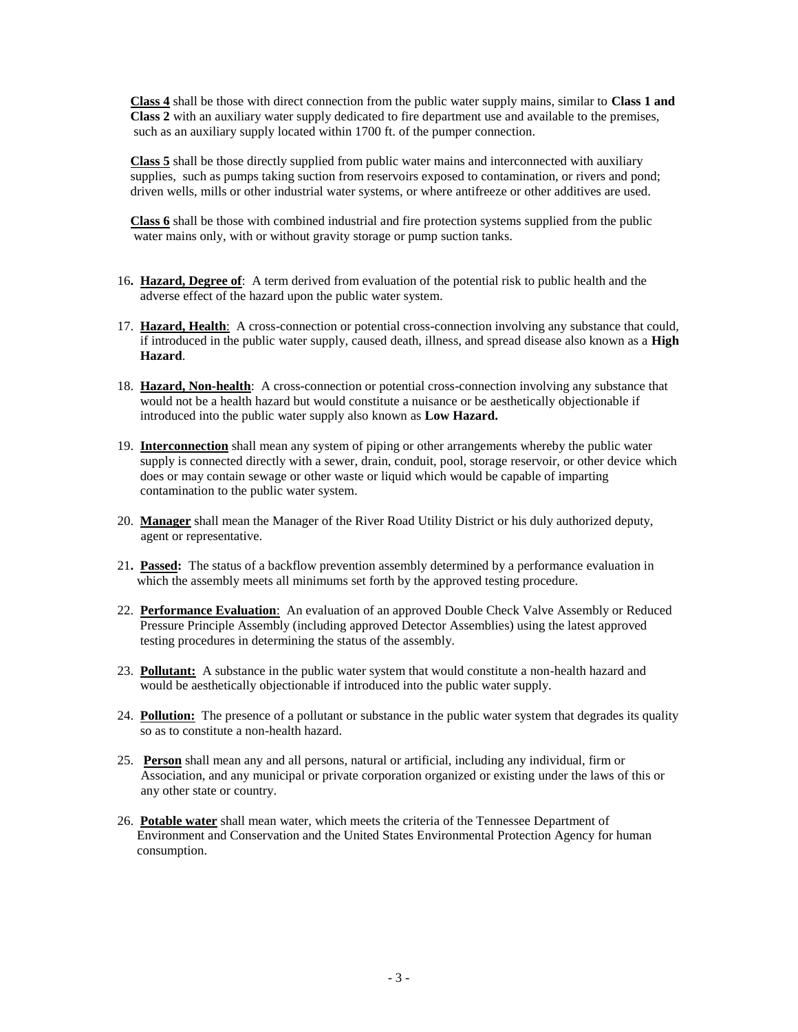**Class 4** shall be those with direct connection from the public water supply mains, similar to **Class 1 and Class 2** with an auxiliary water supply dedicated to fire department use and available to the premises, such as an auxiliary supply located within 1700 ft. of the pumper connection.

**Class 5** shall be those directly supplied from public water mains and interconnected with auxiliary supplies, such as pumps taking suction from reservoirs exposed to contamination, or rivers and pond; driven wells, mills or other industrial water systems, or where antifreeze or other additives are used.

**Class 6** shall be those with combined industrial and fire protection systems supplied from the public water mains only, with or without gravity storage or pump suction tanks.

16. **Hazard, Degree of**: A term derived from evaluation of the potential risk to public health and the adverse effect of the hazard upon the public water system.

17. **Hazard, Health**: A cross-connection or potential cross-connection involving any substance that could, if introduced in the public water supply, caused death, illness, and spread disease also known as a **High Hazard**.

18. **Hazard, Non-health**: A cross-connection or potential cross-connection involving any substance that would not be a health hazard but would constitute a nuisance or be aesthetically objectionable if introduced into the public water supply also known as **Low Hazard.**

19. **Interconnection** shall mean any system of piping or other arrangements whereby the public water supply is connected directly with a sewer, drain, conduit, pool, storage reservoir, or other device which does or may contain sewage or other waste or liquid which would be capable of imparting contamination to the public water system.

20. **Manager** shall mean the Manager of the River Road Utility District or his duly authorized deputy, agent or representative.

21. **Passed:** The status of a backflow prevention assembly determined by a performance evaluation in which the assembly meets all minimums set forth by the approved testing procedure.

22. **Performance Evaluation**: An evaluation of an approved Double Check Valve Assembly or Reduced Pressure Principle Assembly (including approved Detector Assemblies) using the latest approved testing procedures in determining the status of the assembly.

23. **Pollutant:** A substance in the public water system that would constitute a non-health hazard and would be aesthetically objectionable if introduced into the public water supply.

24. **Pollution:** The presence of a pollutant or substance in the public water system that degrades its quality so as to constitute a non-health hazard.

25. **Person** shall mean any and all persons, natural or artificial, including any individual, firm or Association, and any municipal or private corporation organized or existing under the laws of this or any other state or country.

26. **Potable water** shall mean water, which meets the criteria of the Tennessee Department of Environment and Conservation and the United States Environmental Protection Agency for human consumption.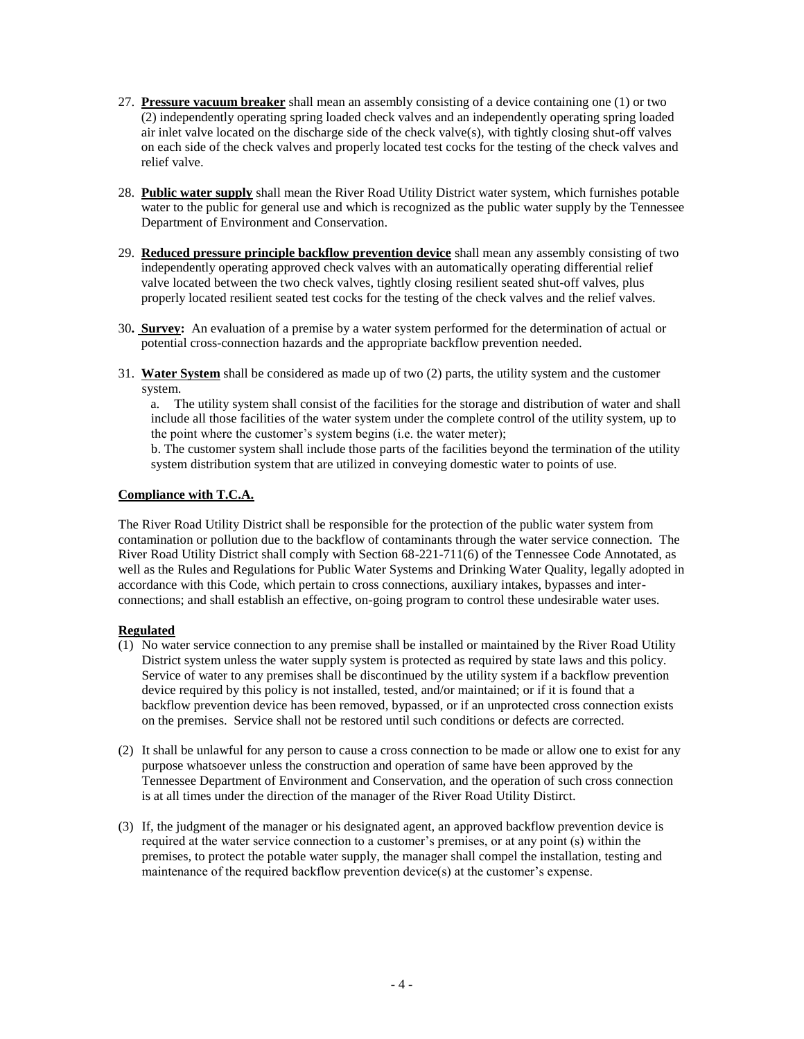27. **Pressure vacuum breaker** shall mean an assembly consisting of a device containing one (1) or two (2) independently operating spring loaded check valves and an independently operating spring loaded air inlet valve located on the discharge side of the check valve(s), with tightly closing shut-off valves on each side of the check valves and properly located test cocks for the testing of the check valves and relief valve.

28. **Public water supply** shall mean the River Road Utility District water system, which furnishes potable water to the public for general use and which is recognized as the public water supply by the Tennessee Department of Environment and Conservation.

29. **Reduced pressure principle backflow prevention device** shall mean any assembly consisting of two independently operating approved check valves with an automatically operating differential relief valve located between the two check valves, tightly closing resilient seated shut-off valves, plus properly located resilient seated test cocks for the testing of the check valves and the relief valves.

30. **Survey:** An evaluation of a premise by a water system performed for the determination of actual or potential cross-connection hazards and the appropriate backflow prevention needed.

31. **Water System** shall be considered as made up of two (2) parts, the utility system and the customer system.

    a. The utility system shall consist of the facilities for the storage and distribution of water and shall include all those facilities of the water system under the complete control of the utility system, up to the point where the customer's system begins (i.e. the water meter);

    b. The customer system shall include those parts of the facilities beyond the termination of the utility system distribution system that are utilized in conveying domestic water to points of use.

**Compliance with T.C.A.**

The River Road Utility District shall be responsible for the protection of the public water system from contamination or pollution due to the backflow of contaminants through the water service connection. The River Road Utility District shall comply with Section 68-221-711(6) of the Tennessee Code Annotated, as well as the Rules and Regulations for Public Water Systems and Drinking Water Quality, legally adopted in accordance with this Code, which pertain to cross connections, auxiliary intakes, bypasses and inter-connections; and shall establish an effective, on-going program to control these undesirable water uses.

**Regulated**

(1) No water service connection to any premise shall be installed or maintained by the River Road Utility District system unless the water supply system is protected as required by state laws and this policy. Service of water to any premises shall be discontinued by the utility system if a backflow prevention device required by this policy is not installed, tested, and/or maintained; or if it is found that a backflow prevention device has been removed, bypassed, or if an unprotected cross connection exists on the premises. Service shall not be restored until such conditions or defects are corrected.

(2) It shall be unlawful for any person to cause a cross connection to be made or allow one to exist for any purpose whatsoever unless the construction and operation of same have been approved by the Tennessee Department of Environment and Conservation, and the operation of such cross connection is at all times under the direction of the manager of the River Road Utility Distirct.

(3) If, the judgment of the manager or his designated agent, an approved backflow prevention device is required at the water service connection to a customer's premises, or at any point (s) within the premises, to protect the potable water supply, the manager shall compel the installation, testing and maintenance of the required backflow prevention device(s) at the customer's expense.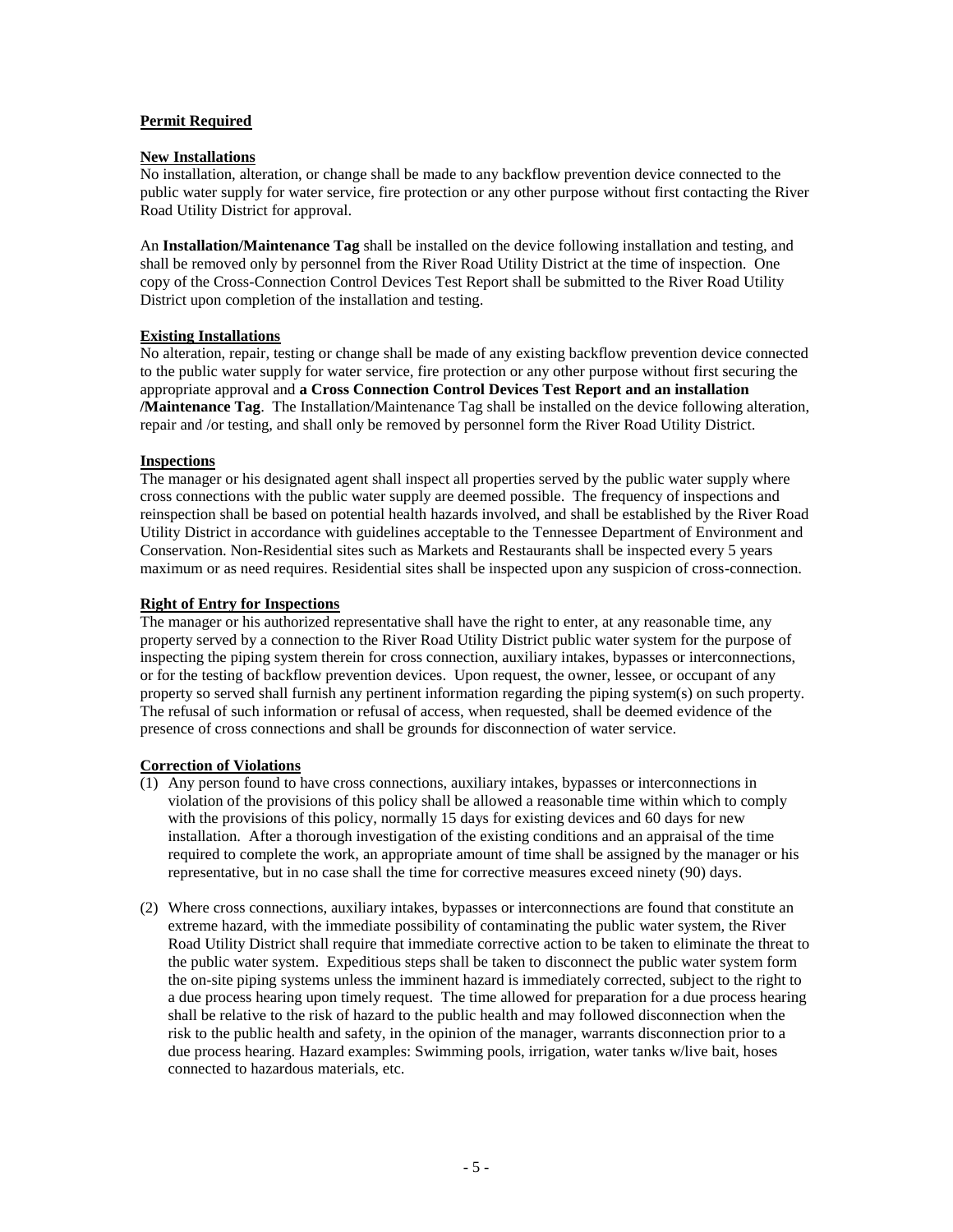**Permit Required**

**New Installations**

No installation, alteration, or change shall be made to any backflow prevention device connected to the public water supply for water service, fire protection or any other purpose without first contacting the River Road Utility District for approval.

An **Installation/Maintenance Tag** shall be installed on the device following installation and testing, and shall be removed only by personnel from the River Road Utility District at the time of inspection. One copy of the Cross-Connection Control Devices Test Report shall be submitted to the River Road Utility District upon completion of the installation and testing.

**Existing Installations**

No alteration, repair, testing or change shall be made of any existing backflow prevention device connected to the public water supply for water service, fire protection or any other purpose without first securing the appropriate approval and **a Cross Connection Control Devices Test Report and an installation /Maintenance Tag**. The Installation/Maintenance Tag shall be installed on the device following alteration, repair and /or testing, and shall only be removed by personnel form the River Road Utility District.

**Inspections**

The manager or his designated agent shall inspect all properties served by the public water supply where cross connections with the public water supply are deemed possible. The frequency of inspections and reinspection shall be based on potential health hazards involved, and shall be established by the River Road Utility District in accordance with guidelines acceptable to the Tennessee Department of Environment and Conservation. Non-Residential sites such as Markets and Restaurants shall be inspected every 5 years maximum or as need requires. Residential sites shall be inspected upon any suspicion of cross-connection.

**Right of Entry for Inspections**

The manager or his authorized representative shall have the right to enter, at any reasonable time, any property served by a connection to the River Road Utility District public water system for the purpose of inspecting the piping system therein for cross connection, auxiliary intakes, bypasses or interconnections, or for the testing of backflow prevention devices. Upon request, the owner, lessee, or occupant of any property so served shall furnish any pertinent information regarding the piping system(s) on such property. The refusal of such information or refusal of access, when requested, shall be deemed evidence of the presence of cross connections and shall be grounds for disconnection of water service.

**Correction of Violations**

(1) Any person found to have cross connections, auxiliary intakes, bypasses or interconnections in violation of the provisions of this policy shall be allowed a reasonable time within which to comply with the provisions of this policy, normally 15 days for existing devices and 60 days for new installation. After a thorough investigation of the existing conditions and an appraisal of the time required to complete the work, an appropriate amount of time shall be assigned by the manager or his representative, but in no case shall the time for corrective measures exceed ninety (90) days.

(2) Where cross connections, auxiliary intakes, bypasses or interconnections are found that constitute an extreme hazard, with the immediate possibility of contaminating the public water system, the River Road Utility District shall require that immediate corrective action to be taken to eliminate the threat to the public water system. Expeditious steps shall be taken to disconnect the public water system form the on-site piping systems unless the imminent hazard is immediately corrected, subject to the right to a due process hearing upon timely request. The time allowed for preparation for a due process hearing shall be relative to the risk of hazard to the public health and may followed disconnection when the risk to the public health and safety, in the opinion of the manager, warrants disconnection prior to a due process hearing. Hazard examples: Swimming pools, irrigation, water tanks w/live bait, hoses connected to hazardous materials, etc.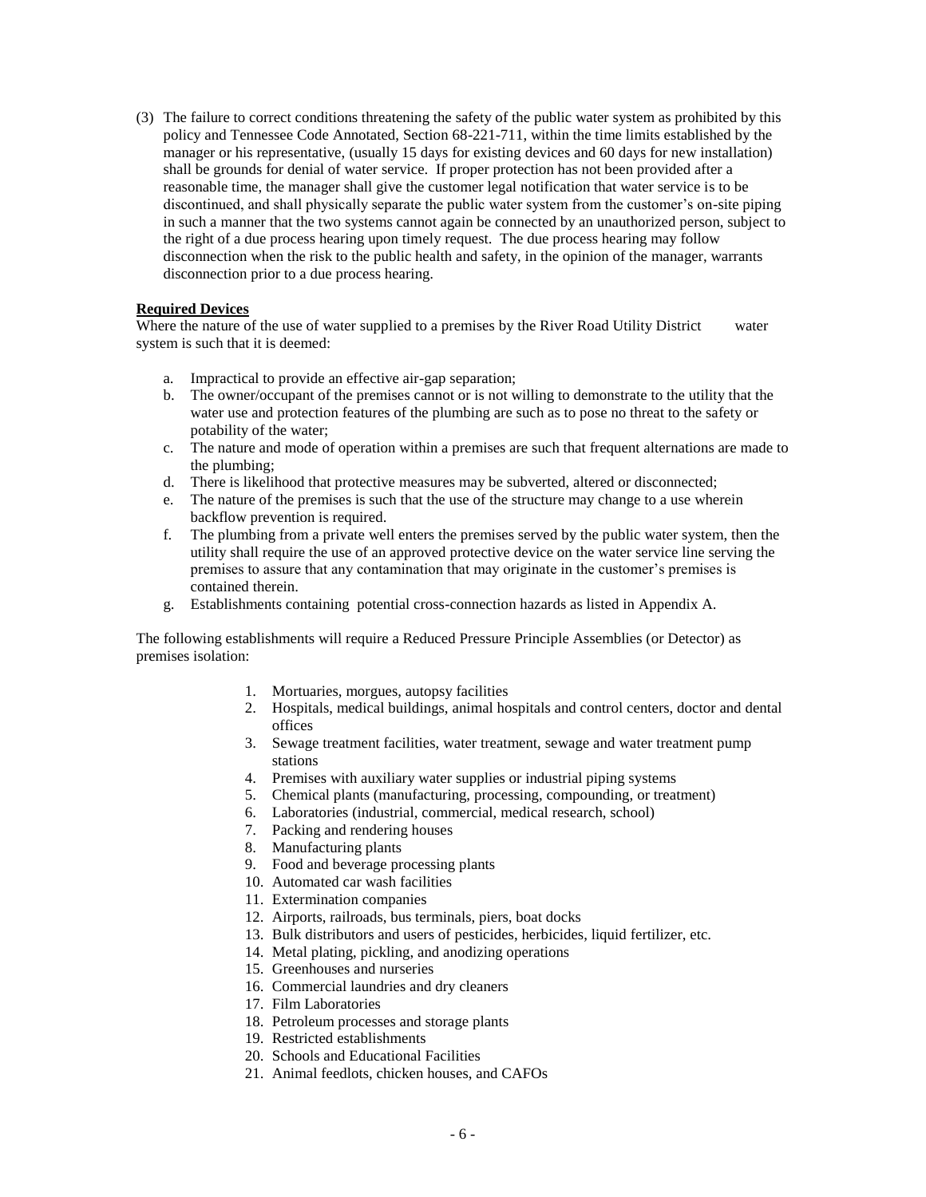(3) The failure to correct conditions threatening the safety of the public water system as prohibited by this policy and Tennessee Code Annotated, Section 68-221-711, within the time limits established by the manager or his representative, (usually 15 days for existing devices and 60 days for new installation) shall be grounds for denial of water service. If proper protection has not been provided after a reasonable time, the manager shall give the customer legal notification that water service is to be discontinued, and shall physically separate the public water system from the customer's on-site piping in such a manner that the two systems cannot again be connected by an unauthorized person, subject to the right of a due process hearing upon timely request. The due process hearing may follow disconnection when the risk to the public health and safety, in the opinion of the manager, warrants disconnection prior to a due process hearing.

**Required Devices**

Where the nature of the use of water supplied to a premises by the River Road Utility District water system is such that it is deemed:

a. Impractical to provide an effective air-gap separation;
b. The owner/occupant of the premises cannot or is not willing to demonstrate to the utility that the water use and protection features of the plumbing are such as to pose no threat to the safety or potability of the water;
c. The nature and mode of operation within a premises are such that frequent alternations are made to the plumbing;
d. There is likelihood that protective measures may be subverted, altered or disconnected;
e. The nature of the premises is such that the use of the structure may change to a use wherein backflow prevention is required.
f. The plumbing from a private well enters the premises served by the public water system, then the utility shall require the use of an approved protective device on the water service line serving the premises to assure that any contamination that may originate in the customer's premises is contained therein.
g. Establishments containing potential cross-connection hazards as listed in Appendix A.

The following establishments will require a Reduced Pressure Principle Assemblies (or Detector) as premises isolation:

1. Mortuaries, morgues, autopsy facilities
2. Hospitals, medical buildings, animal hospitals and control centers, doctor and dental offices
3. Sewage treatment facilities, water treatment, sewage and water treatment pump stations
4. Premises with auxiliary water supplies or industrial piping systems
5. Chemical plants (manufacturing, processing, compounding, or treatment)
6. Laboratories (industrial, commercial, medical research, school)
7. Packing and rendering houses
8. Manufacturing plants
9. Food and beverage processing plants
10. Automated car wash facilities
11. Extermination companies
12. Airports, railroads, bus terminals, piers, boat docks
13. Bulk distributors and users of pesticides, herbicides, liquid fertilizer, etc.
14. Metal plating, pickling, and anodizing operations
15. Greenhouses and nurseries
16. Commercial laundries and dry cleaners
17. Film Laboratories
18. Petroleum processes and storage plants
19. Restricted establishments
20. Schools and Educational Facilities
21. Animal feedlots, chicken houses, and CAFOs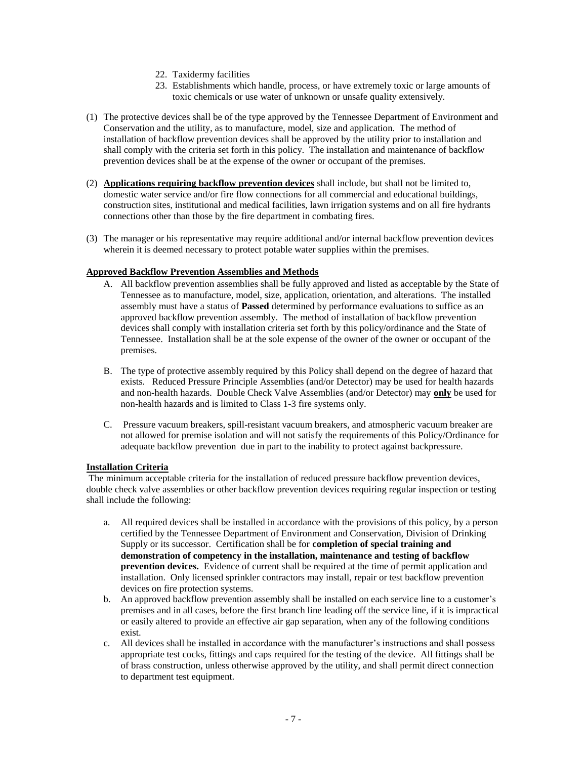22. Taxidermy facilities
23. Establishments which handle, process, or have extremely toxic or large amounts of toxic chemicals or use water of unknown or unsafe quality extensively.

(1) The protective devices shall be of the type approved by the Tennessee Department of Environment and Conservation and the utility, as to manufacture, model, size and application. The method of installation of backflow prevention devices shall be approved by the utility prior to installation and shall comply with the criteria set forth in this policy. The installation and maintenance of backflow prevention devices shall be at the expense of the owner or occupant of the premises.

(2) **Applications requiring backflow prevention devices** shall include, but shall not be limited to, domestic water service and/or fire flow connections for all commercial and educational buildings, construction sites, institutional and medical facilities, lawn irrigation systems and on all fire hydrants connections other than those by the fire department in combating fires.

(3) The manager or his representative may require additional and/or internal backflow prevention devices wherein it is deemed necessary to protect potable water supplies within the premises.

**Approved Backflow Prevention Assemblies and Methods**

A. All backflow prevention assemblies shall be fully approved and listed as acceptable by the State of Tennessee as to manufacture, model, size, application, orientation, and alterations. The installed assembly must have a status of **Passed** determined by performance evaluations to suffice as an approved backflow prevention assembly. The method of installation of backflow prevention devices shall comply with installation criteria set forth by this policy/ordinance and the State of Tennessee. Installation shall be at the sole expense of the owner of the owner or occupant of the premises.

B. The type of protective assembly required by this Policy shall depend on the degree of hazard that exists. Reduced Pressure Principle Assemblies (and/or Detector) may be used for health hazards and non-health hazards. Double Check Valve Assemblies (and/or Detector) may **only** be used for non-health hazards and is limited to Class 1-3 fire systems only.

C. Pressure vacuum breakers, spill-resistant vacuum breakers, and atmospheric vacuum breaker are not allowed for premise isolation and will not satisfy the requirements of this Policy/Ordinance for adequate backflow prevention due in part to the inability to protect against backpressure.

**Installation Criteria**

The minimum acceptable criteria for the installation of reduced pressure backflow prevention devices, double check valve assemblies or other backflow prevention devices requiring regular inspection or testing shall include the following:

a. All required devices shall be installed in accordance with the provisions of this policy, by a person certified by the Tennessee Department of Environment and Conservation, Division of Drinking Supply or its successor. Certification shall be for **completion of special training and demonstration of competency in the installation, maintenance and testing of backflow prevention devices.** Evidence of current shall be required at the time of permit application and installation. Only licensed sprinkler contractors may install, repair or test backflow prevention devices on fire protection systems.
b. An approved backflow prevention assembly shall be installed on each service line to a customer's premises and in all cases, before the first branch line leading off the service line, if it is impractical or easily altered to provide an effective air gap separation, when any of the following conditions exist.
c. All devices shall be installed in accordance with the manufacturer's instructions and shall possess appropriate test cocks, fittings and caps required for the testing of the device. All fittings shall be of brass construction, unless otherwise approved by the utility, and shall permit direct connection to department test equipment.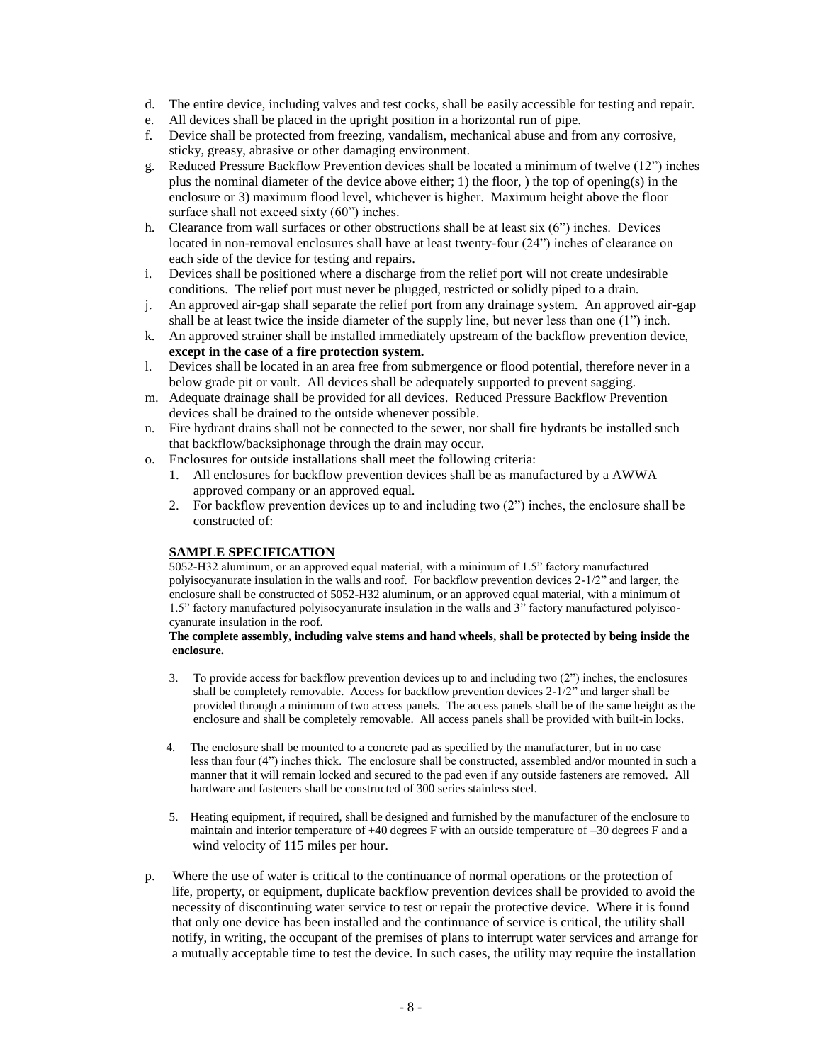d. The entire device, including valves and test cocks, shall be easily accessible for testing and repair.
e. All devices shall be placed in the upright position in a horizontal run of pipe.
f. Device shall be protected from freezing, vandalism, mechanical abuse and from any corrosive, sticky, greasy, abrasive or other damaging environment.
g. Reduced Pressure Backflow Prevention devices shall be located a minimum of twelve (12") inches plus the nominal diameter of the device above either; 1) the floor, ) the top of opening(s) in the enclosure or 3) maximum flood level, whichever is higher. Maximum height above the floor surface shall not exceed sixty (60") inches.
h. Clearance from wall surfaces or other obstructions shall be at least six (6") inches. Devices located in non-removal enclosures shall have at least twenty-four (24") inches of clearance on each side of the device for testing and repairs.
i. Devices shall be positioned where a discharge from the relief port will not create undesirable conditions. The relief port must never be plugged, restricted or solidly piped to a drain.
j. An approved air-gap shall separate the relief port from any drainage system. An approved air-gap shall be at least twice the inside diameter of the supply line, but never less than one (1") inch.
k. An approved strainer shall be installed immediately upstream of the backflow prevention device, **except in the case of a fire protection system.**
l. Devices shall be located in an area free from submergence or flood potential, therefore never in a below grade pit or vault. All devices shall be adequately supported to prevent sagging.
m. Adequate drainage shall be provided for all devices. Reduced Pressure Backflow Prevention devices shall be drained to the outside whenever possible.
n. Fire hydrant drains shall not be connected to the sewer, nor shall fire hydrants be installed such that backflow/backsiphonage through the drain may occur.
o. Enclosures for outside installations shall meet the following criteria:
   1. All enclosures for backflow prevention devices shall be as manufactured by a AWWA approved company or an approved equal.
   2. For backflow prevention devices up to and including two (2") inches, the enclosure shall be constructed of:

   **<u>SAMPLE SPECIFICATION</u>**

   5052-H32 aluminum, or an approved equal material, with a minimum of 1.5" factory manufactured polyisocyanurate insulation in the walls and roof. For backflow prevention devices 2-1/2" and larger, the enclosure shall be constructed of 5052-H32 aluminum, or an approved equal material, with a minimum of 1.5" factory manufactured polyisocyanurate insulation in the walls and 3" factory manufactured polyisco-cyanurate insulation in the roof.

   **The complete assembly, including valve stems and hand wheels, shall be protected by being inside the enclosure.**

   3. To provide access for backflow prevention devices up to and including two (2") inches, the enclosures shall be completely removable. Access for backflow prevention devices 2-1/2" and larger shall be provided through a minimum of two access panels. The access panels shall be of the same height as the enclosure and shall be completely removable. All access panels shall be provided with built-in locks.
   4. The enclosure shall be mounted to a concrete pad as specified by the manufacturer, but in no case less than four (4") inches thick. The enclosure shall be constructed, assembled and/or mounted in such a manner that it will remain locked and secured to the pad even if any outside fasteners are removed. All hardware and fasteners shall be constructed of 300 series stainless steel.
   5. Heating equipment, if required, shall be designed and furnished by the manufacturer of the enclosure to maintain and interior temperature of +40 degrees F with an outside temperature of –30 degrees F and a wind velocity of 115 miles per hour.

p. Where the use of water is critical to the continuance of normal operations or the protection of life, property, or equipment, duplicate backflow prevention devices shall be provided to avoid the necessity of discontinuing water service to test or repair the protective device. Where it is found that only one device has been installed and the continuance of service is critical, the utility shall notify, in writing, the occupant of the premises of plans to interrupt water services and arrange for a mutually acceptable time to test the device. In such cases, the utility may require the installation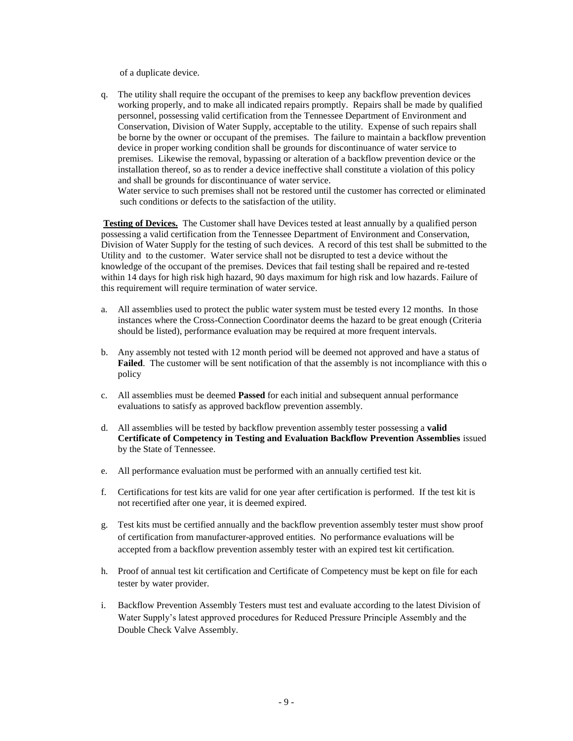of a duplicate device.

q. The utility shall require the occupant of the premises to keep any backflow prevention devices working properly, and to make all indicated repairs promptly. Repairs shall be made by qualified personnel, possessing valid certification from the Tennessee Department of Environment and Conservation, Division of Water Supply, acceptable to the utility. Expense of such repairs shall be borne by the owner or occupant of the premises. The failure to maintain a backflow prevention device in proper working condition shall be grounds for discontinuance of water service to premises. Likewise the removal, bypassing or alteration of a backflow prevention device or the installation thereof, so as to render a device ineffective shall constitute a violation of this policy and shall be grounds for discontinuance of water service.
   Water service to such premises shall not be restored until the customer has corrected or eliminated such conditions or defects to the satisfaction of the utility.

**Testing of Devices.** The Customer shall have Devices tested at least annually by a qualified person possessing a valid certification from the Tennessee Department of Environment and Conservation, Division of Water Supply for the testing of such devices. A record of this test shall be submitted to the Utility and to the customer. Water service shall not be disrupted to test a device without the knowledge of the occupant of the premises. Devices that fail testing shall be repaired and re-tested within 14 days for high risk high hazard, 90 days maximum for high risk and low hazards. Failure of this requirement will require termination of water service.

a. All assemblies used to protect the public water system must be tested every 12 months. In those instances where the Cross-Connection Coordinator deems the hazard to be great enough (Criteria should be listed), performance evaluation may be required at more frequent intervals.

b. Any assembly not tested with 12 month period will be deemed not approved and have a status of **Failed**. The customer will be sent notification of that the assembly is not incompliance with this o policy

c. All assemblies must be deemed **Passed** for each initial and subsequent annual performance evaluations to satisfy as approved backflow prevention assembly.

d. All assemblies will be tested by backflow prevention assembly tester possessing a **valid Certificate of Competency in Testing and Evaluation Backflow Prevention Assemblies** issued by the State of Tennessee.

e. All performance evaluation must be performed with an annually certified test kit.

f. Certifications for test kits are valid for one year after certification is performed. If the test kit is not recertified after one year, it is deemed expired.

g. Test kits must be certified annually and the backflow prevention assembly tester must show proof of certification from manufacturer-approved entities. No performance evaluations will be accepted from a backflow prevention assembly tester with an expired test kit certification.

h. Proof of annual test kit certification and Certificate of Competency must be kept on file for each tester by water provider.

i. Backflow Prevention Assembly Testers must test and evaluate according to the latest Division of Water Supply's latest approved procedures for Reduced Pressure Principle Assembly and the Double Check Valve Assembly.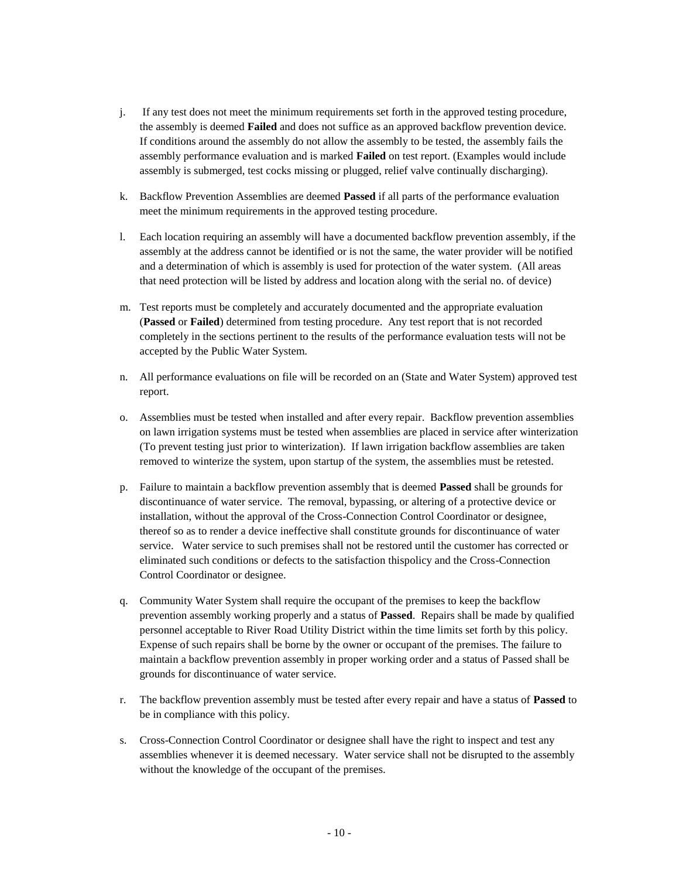j. If any test does not meet the minimum requirements set forth in the approved testing procedure, the assembly is deemed **Failed** and does not suffice as an approved backflow prevention device. If conditions around the assembly do not allow the assembly to be tested, the assembly fails the assembly performance evaluation and is marked **Failed** on test report. (Examples would include assembly is submerged, test cocks missing or plugged, relief valve continually discharging).

k. Backflow Prevention Assemblies are deemed **Passed** if all parts of the performance evaluation meet the minimum requirements in the approved testing procedure.

l. Each location requiring an assembly will have a documented backflow prevention assembly, if the assembly at the address cannot be identified or is not the same, the water provider will be notified and a determination of which is assembly is used for protection of the water system. (All areas that need protection will be listed by address and location along with the serial no. of device)

m. Test reports must be completely and accurately documented and the appropriate evaluation (**Passed** or **Failed**) determined from testing procedure. Any test report that is not recorded completely in the sections pertinent to the results of the performance evaluation tests will not be accepted by the Public Water System.

n. All performance evaluations on file will be recorded on an (State and Water System) approved test report.

o. Assemblies must be tested when installed and after every repair. Backflow prevention assemblies on lawn irrigation systems must be tested when assemblies are placed in service after winterization (To prevent testing just prior to winterization). If lawn irrigation backflow assemblies are taken removed to winterize the system, upon startup of the system, the assemblies must be retested.

p. Failure to maintain a backflow prevention assembly that is deemed **Passed** shall be grounds for discontinuance of water service. The removal, bypassing, or altering of a protective device or installation, without the approval of the Cross-Connection Control Coordinator or designee, thereof so as to render a device ineffective shall constitute grounds for discontinuance of water service. Water service to such premises shall not be restored until the customer has corrected or eliminated such conditions or defects to the satisfaction thispolicy and the Cross-Connection Control Coordinator or designee.

q. Community Water System shall require the occupant of the premises to keep the backflow prevention assembly working properly and a status of **Passed**. Repairs shall be made by qualified personnel acceptable to River Road Utility District within the time limits set forth by this policy. Expense of such repairs shall be borne by the owner or occupant of the premises. The failure to maintain a backflow prevention assembly in proper working order and a status of Passed shall be grounds for discontinuance of water service.

r. The backflow prevention assembly must be tested after every repair and have a status of **Passed** to be in compliance with this policy.

s. Cross-Connection Control Coordinator or designee shall have the right to inspect and test any assemblies whenever it is deemed necessary. Water service shall not be disrupted to the assembly without the knowledge of the occupant of the premises.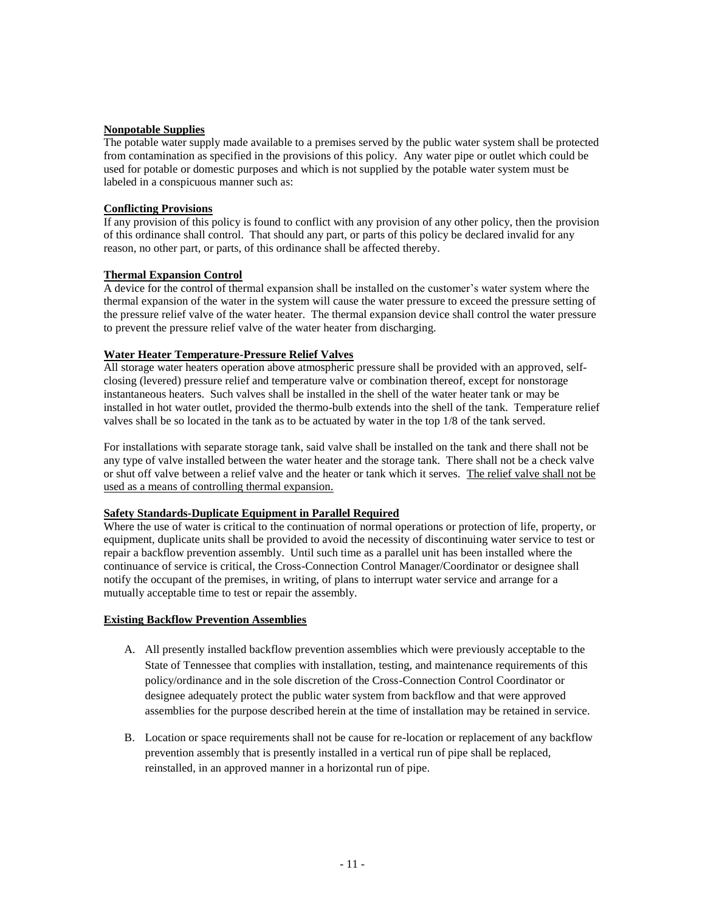**Nonpotable Supplies**

The potable water supply made available to a premises served by the public water system shall be protected from contamination as specified in the provisions of this policy. Any water pipe or outlet which could be used for potable or domestic purposes and which is not supplied by the potable water system must be labeled in a conspicuous manner such as:

**Conflicting Provisions**

If any provision of this policy is found to conflict with any provision of any other policy, then the provision of this ordinance shall control. That should any part, or parts of this policy be declared invalid for any reason, no other part, or parts, of this ordinance shall be affected thereby.

**Thermal Expansion Control**

A device for the control of thermal expansion shall be installed on the customer's water system where the thermal expansion of the water in the system will cause the water pressure to exceed the pressure setting of the pressure relief valve of the water heater. The thermal expansion device shall control the water pressure to prevent the pressure relief valve of the water heater from discharging.

**Water Heater Temperature-Pressure Relief Valves**

All storage water heaters operation above atmospheric pressure shall be provided with an approved, self-closing (levered) pressure relief and temperature valve or combination thereof, except for nonstorage instantaneous heaters. Such valves shall be installed in the shell of the water heater tank or may be installed in hot water outlet, provided the thermo-bulb extends into the shell of the tank. Temperature relief valves shall be so located in the tank as to be actuated by water in the top 1/8 of the tank served.

For installations with separate storage tank, said valve shall be installed on the tank and there shall not be any type of valve installed between the water heater and the storage tank. There shall not be a check valve or shut off valve between a relief valve and the heater or tank which it serves. <u>The relief valve shall not be used as a means of controlling thermal expansion.</u>

**Safety Standards-Duplicate Equipment in Parallel Required**

Where the use of water is critical to the continuation of normal operations or protection of life, property, or equipment, duplicate units shall be provided to avoid the necessity of discontinuing water service to test or repair a backflow prevention assembly. Until such time as a parallel unit has been installed where the continuance of service is critical, the Cross-Connection Control Manager/Coordinator or designee shall notify the occupant of the premises, in writing, of plans to interrupt water service and arrange for a mutually acceptable time to test or repair the assembly.

**Existing Backflow Prevention Assemblies**

A. All presently installed backflow prevention assemblies which were previously acceptable to the State of Tennessee that complies with installation, testing, and maintenance requirements of this policy/ordinance and in the sole discretion of the Cross-Connection Control Coordinator or designee adequately protect the public water system from backflow and that were approved assemblies for the purpose described herein at the time of installation may be retained in service.

B. Location or space requirements shall not be cause for re-location or replacement of any backflow prevention assembly that is presently installed in a vertical run of pipe shall be replaced, reinstalled, in an approved manner in a horizontal run of pipe.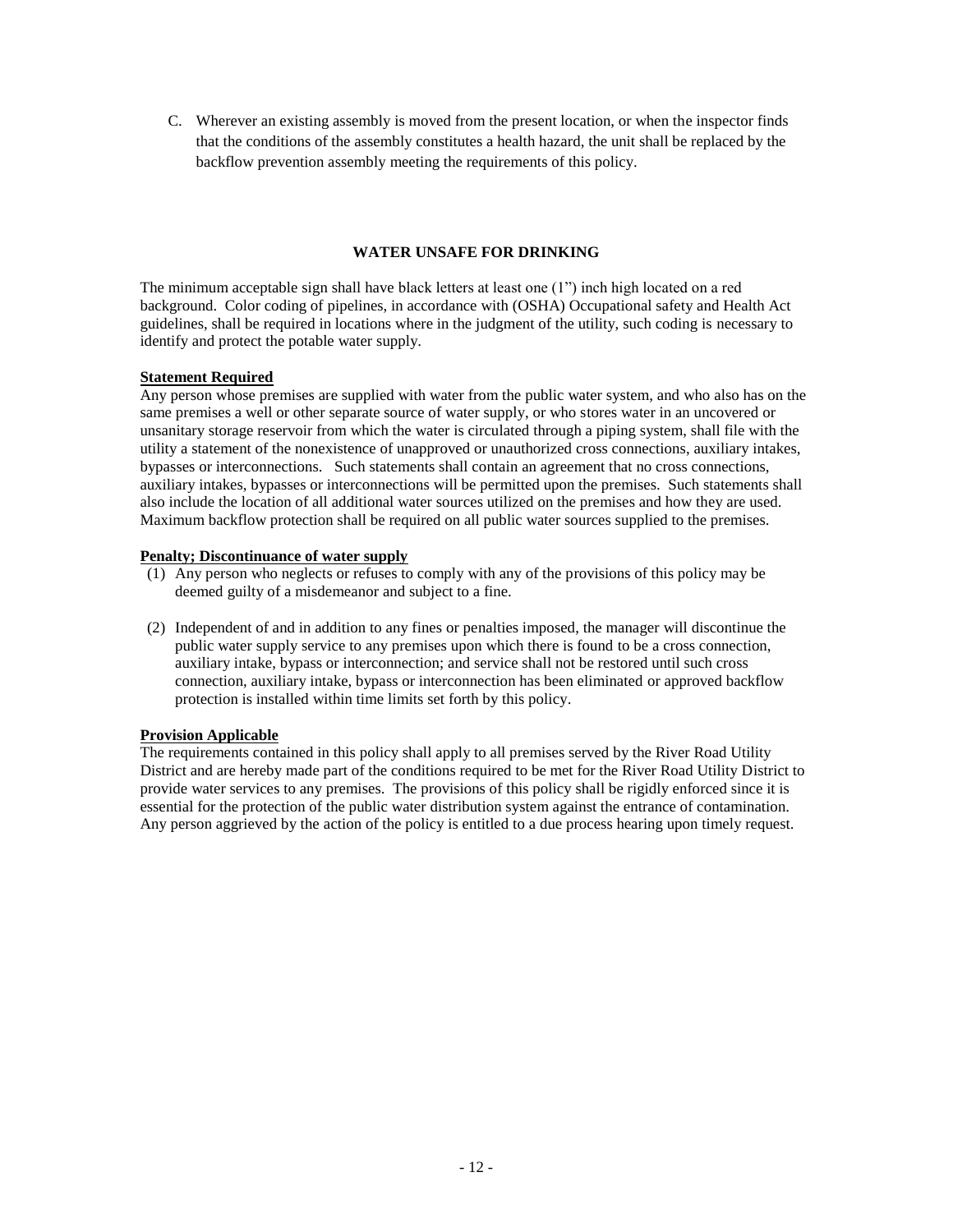C. Wherever an existing assembly is moved from the present location, or when the inspector finds that the conditions of the assembly constitutes a health hazard, the unit shall be replaced by the backflow prevention assembly meeting the requirements of this policy.

**WATER UNSAFE FOR DRINKING**

The minimum acceptable sign shall have black letters at least one (1") inch high located on a red background. Color coding of pipelines, in accordance with (OSHA) Occupational safety and Health Act guidelines, shall be required in locations where in the judgment of the utility, such coding is necessary to identify and protect the potable water supply.

**Statement Required**

Any person whose premises are supplied with water from the public water system, and who also has on the same premises a well or other separate source of water supply, or who stores water in an uncovered or unsanitary storage reservoir from which the water is circulated through a piping system, shall file with the utility a statement of the nonexistence of unapproved or unauthorized cross connections, auxiliary intakes, bypasses or interconnections. Such statements shall contain an agreement that no cross connections, auxiliary intakes, bypasses or interconnections will be permitted upon the premises. Such statements shall also include the location of all additional water sources utilized on the premises and how they are used. Maximum backflow protection shall be required on all public water sources supplied to the premises.

**Penalty; Discontinuance of water supply**

(1) Any person who neglects or refuses to comply with any of the provisions of this policy may be deemed guilty of a misdemeanor and subject to a fine.

(2) Independent of and in addition to any fines or penalties imposed, the manager will discontinue the public water supply service to any premises upon which there is found to be a cross connection, auxiliary intake, bypass or interconnection; and service shall not be restored until such cross connection, auxiliary intake, bypass or interconnection has been eliminated or approved backflow protection is installed within time limits set forth by this policy.

**Provision Applicable**

The requirements contained in this policy shall apply to all premises served by the River Road Utility District and are hereby made part of the conditions required to be met for the River Road Utility District to provide water services to any premises. The provisions of this policy shall be rigidly enforced since it is essential for the protection of the public water distribution system against the entrance of contamination. Any person aggrieved by the action of the policy is entitled to a due process hearing upon timely request.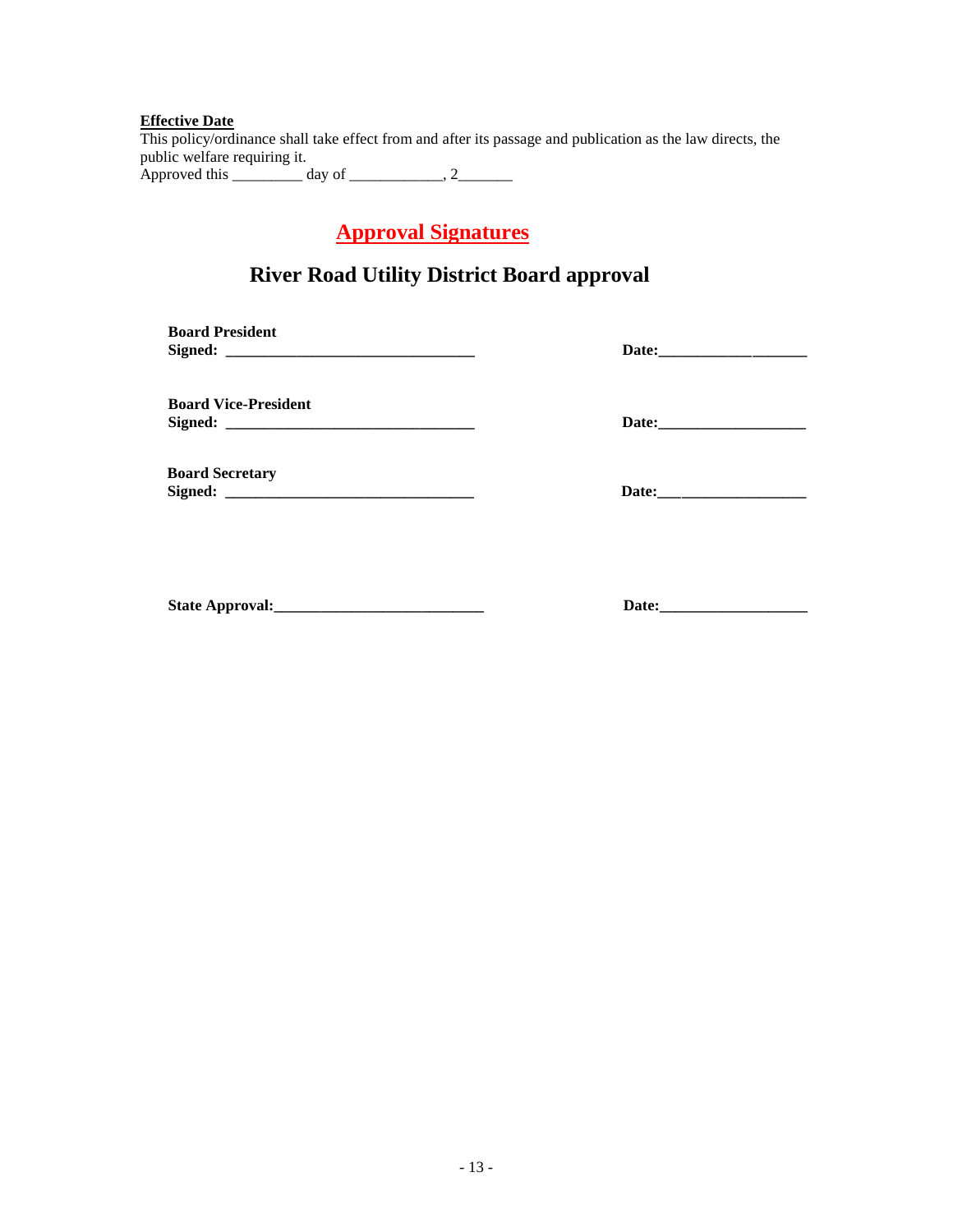**Effective Date**

This policy/ordinance shall take effect from and after its passage and publication as the law directs, the public welfare requiring it.

Approved this _________ day of ____________, 2_______

# Approval Signatures

## River Road Utility District Board approval

**Board President**
**Signed: ________________________________** **Date:___________________**

**Board Vice-President**
**Signed: ________________________________** **Date:___________________**

**Board Secretary**
**Signed: ________________________________** **Date:___________________**

**State Approval:___________________________** **Date:___________________**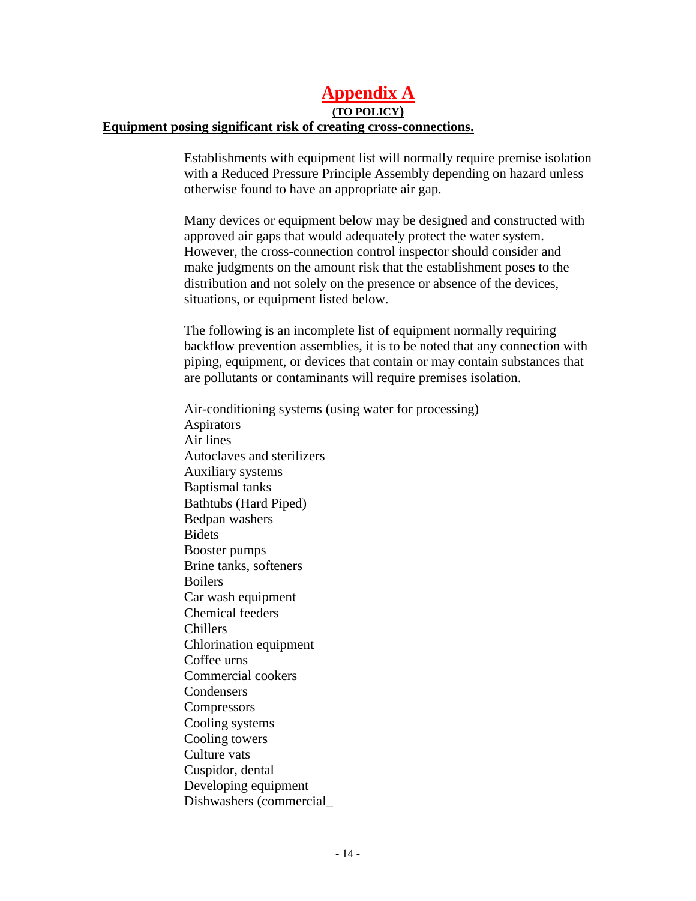# Appendix A

**(TO POLICY)**

**Equipment posing significant risk of creating cross-connections.**

Establishments with equipment list will normally require premise isolation with a Reduced Pressure Principle Assembly depending on hazard unless otherwise found to have an appropriate air gap.

Many devices or equipment below may be designed and constructed with approved air gaps that would adequately protect the water system. However, the cross-connection control inspector should consider and make judgments on the amount risk that the establishment poses to the distribution and not solely on the presence or absence of the devices, situations, or equipment listed below.

The following is an incomplete list of equipment normally requiring backflow prevention assemblies, it is to be noted that any connection with piping, equipment, or devices that contain or may contain substances that are pollutants or contaminants will require premises isolation.

Air-conditioning systems (using water for processing)
Aspirators
Air lines
Autoclaves and sterilizers
Auxiliary systems
Baptismal tanks
Bathtubs (Hard Piped)
Bedpan washers
Bidets
Booster pumps
Brine tanks, softeners
Boilers
Car wash equipment
Chemical feeders
Chillers
Chlorination equipment
Coffee urns
Commercial cookers
Condensers
Compressors
Cooling systems
Cooling towers
Culture vats
Cuspidor, dental
Developing equipment
Dishwashers (commercial_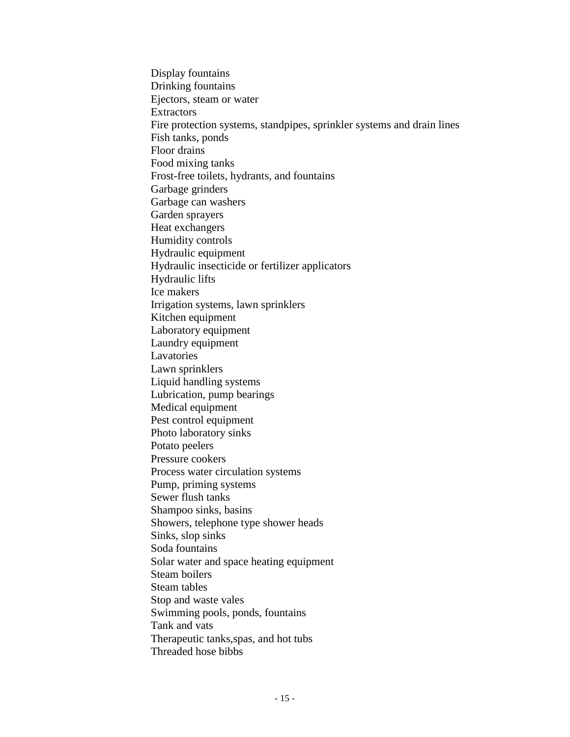Display fountains
Drinking fountains
Ejectors, steam or water
Extractors
Fire protection systems, standpipes, sprinkler systems and drain lines
Fish tanks, ponds
Floor drains
Food mixing tanks
Frost-free toilets, hydrants, and fountains
Garbage grinders
Garbage can washers
Garden sprayers
Heat exchangers
Humidity controls
Hydraulic equipment
Hydraulic insecticide or fertilizer applicators
Hydraulic lifts
Ice makers
Irrigation systems, lawn sprinklers
Kitchen equipment
Laboratory equipment
Laundry equipment
Lavatories
Lawn sprinklers
Liquid handling systems
Lubrication, pump bearings
Medical equipment
Pest control equipment
Photo laboratory sinks
Potato peelers
Pressure cookers
Process water circulation systems
Pump, priming systems
Sewer flush tanks
Shampoo sinks, basins
Showers, telephone type shower heads
Sinks, slop sinks
Soda fountains
Solar water and space heating equipment
Steam boilers
Steam tables
Stop and waste vales
Swimming pools, ponds, fountains
Tank and vats
Therapeutic tanks,spas, and hot tubs
Threaded hose bibbs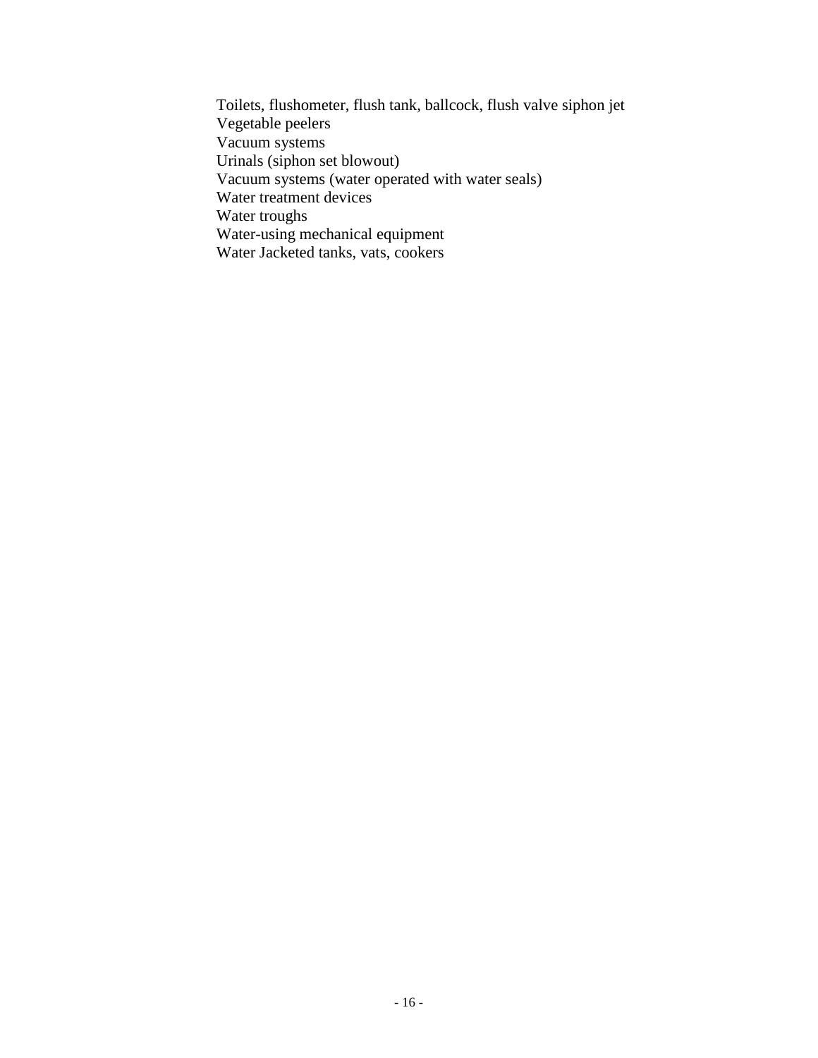Toilets, flushometer, flush tank, ballcock, flush valve siphon jet
Vegetable peelers
Vacuum systems
Urinals (siphon set blowout)
Vacuum systems (water operated with water seals)
Water treatment devices
Water troughs
Water-using mechanical equipment
Water Jacketed tanks, vats, cookers